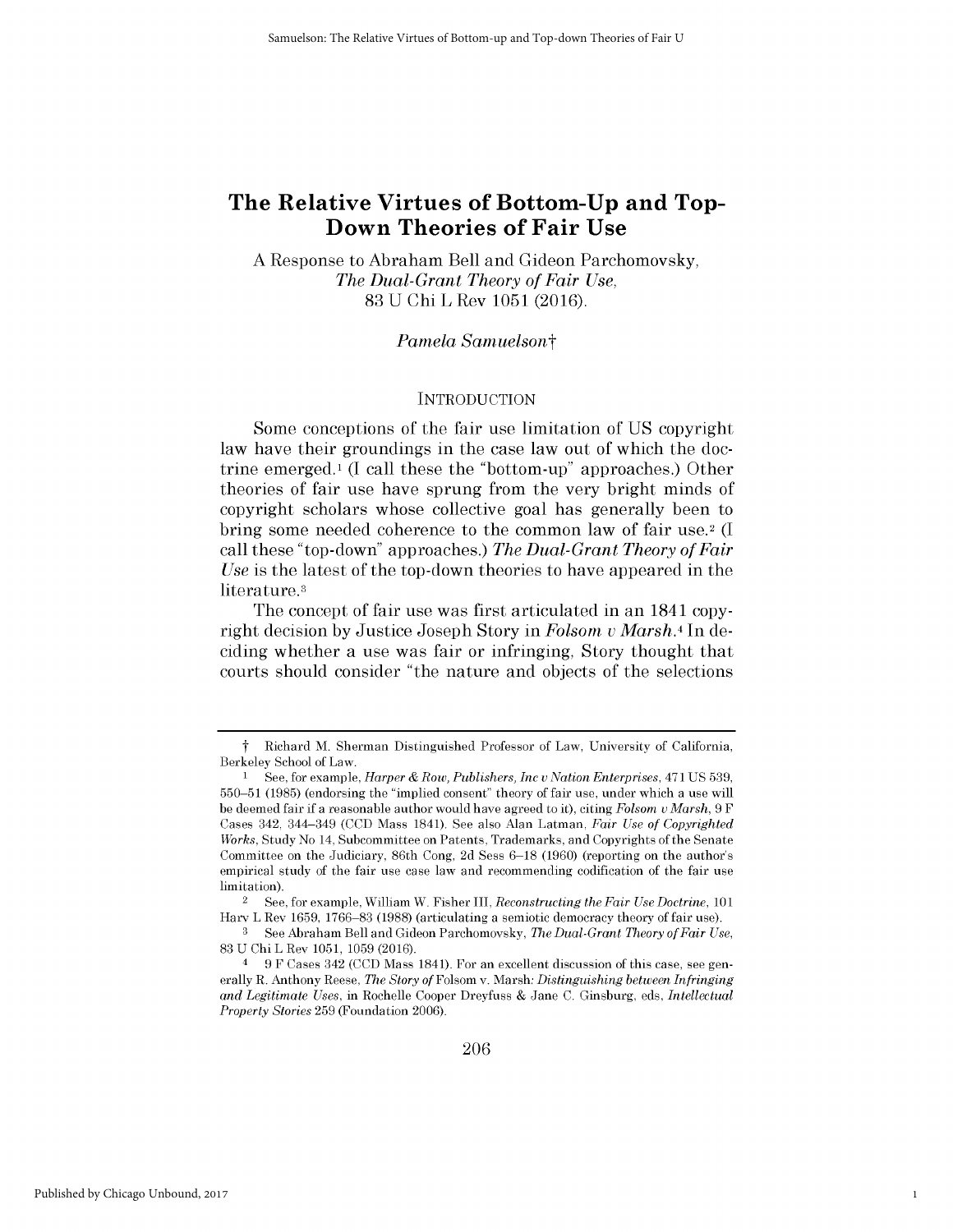# The Relative Virtues of Bottom-Up and Top-Down Theories of Fair Use

A Response to Abraham Bell and Gideon Parchomovsky, *The Dual-Grant Theory of Fair Use*, 83 U Chi L Rev 1051 (2016).

*Pamela Samuelson*†

## INTRODUCTION

Some conceptions of the fair use limitation of US copyright law have their groundings in the case law out of which the doctrine emerged.[1] (I call these the "bottom-up" approaches.) Other theories of fair use have sprung from the very bright minds of copyright scholars whose collective goal has generally been to bring some needed coherence to the common law of fair use.[2] (I call these "top-down" approaches.) *The Dual-Grant Theory of Fair Use* is the latest of the top-down theories to have appeared in the literature.[3]

The concept of fair use was first articulated in an 1841 copyright decision by Justice Joseph Story in *Folsom v Marsh*.[4] In deciding whether a use was fair or infringing, Story thought that courts should consider "the nature and objects of the selections

---

† Richard M. Sherman Distinguished Professor of Law, University of California, Berkeley School of Law.

1 See, for example, *Harper & Row, Publishers, Inc v Nation Enterprises*, 471 US 539, 550–51 (1985) (endorsing the "implied consent" theory of fair use, under which a use will be deemed fair if a reasonable author would have agreed to it), citing *Folsom v Marsh*, 9 F Cases 342, 344–349 (CCD Mass 1841). See also Alan Latman, *Fair Use of Copyrighted Works*, Study No 14, Subcommittee on Patents, Trademarks, and Copyrights of the Senate Committee on the Judiciary, 86th Cong, 2d Sess 6–18 (1960) (reporting on the author's empirical study of the fair use case law and recommending codification of the fair use limitation).

2 See, for example, William W. Fisher III, *Reconstructing the Fair Use Doctrine*, 101 Harv L Rev 1659, 1766–83 (1988) (articulating a semiotic democracy theory of fair use).

3 See Abraham Bell and Gideon Parchomovsky, *The Dual-Grant Theory of Fair Use*, 83 U Chi L Rev 1051, 1059 (2016).

4 9 F Cases 342 (CCD Mass 1841). For an excellent discussion of this case, see generally R. Anthony Reese, *The Story of* Folsom v. Marsh*: Distinguishing between Infringing and Legitimate Uses*, in Rochelle Cooper Dreyfuss & Jane C. Ginsburg, eds, *Intellectual Property Stories* 259 (Foundation 2006).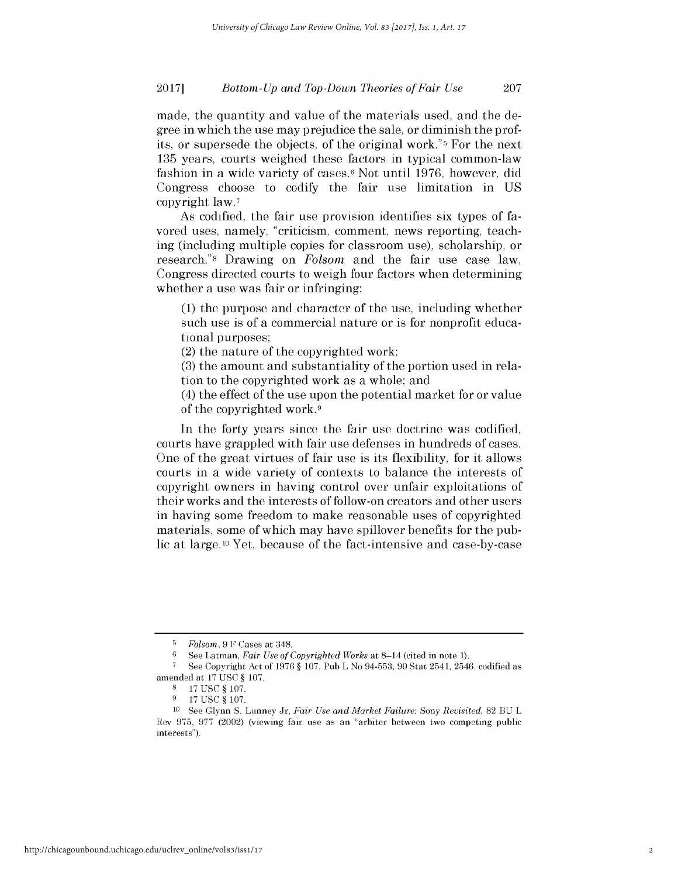made, the quantity and value of the materials used, and the degree in which the use may prejudice the sale, or diminish the profits, or supersede the objects, of the original work."[5] For the next 135 years, courts weighed these factors in typical common-law fashion in a wide variety of cases.[6] Not until 1976, however, did Congress choose to codify the fair use limitation in US copyright law.[7]

As codified, the fair use provision identifies six types of favored uses, namely, "criticism, comment, news reporting, teaching (including multiple copies for classroom use), scholarship, or research."[8] Drawing on *Folsom* and the fair use case law, Congress directed courts to weigh four factors when determining whether a use was fair or infringing:

> (1) the purpose and character of the use, including whether such use is of a commercial nature or is for nonprofit educational purposes;
> (2) the nature of the copyrighted work;
> (3) the amount and substantiality of the portion used in relation to the copyrighted work as a whole; and
> (4) the effect of the use upon the potential market for or value of the copyrighted work.[9]

In the forty years since the fair use doctrine was codified, courts have grappled with fair use defenses in hundreds of cases. One of the great virtues of fair use is its flexibility, for it allows courts in a wide variety of contexts to balance the interests of copyright owners in having control over unfair exploitations of their works and the interests of follow-on creators and other users in having some freedom to make reasonable uses of copyrighted materials, some of which may have spillover benefits for the public at large.[10] Yet, because of the fact-intensive and case-by-case

---

[5] *Folsom*, 9 F Cases at 348.

[6] See Latman, *Fair Use of Copyrighted Works* at 8–14 (cited in note 1).

[7] See Copyright Act of 1976 § 107, Pub L No 94-553, 90 Stat 2541, 2546, codified as amended at 17 USC § 107.

[8] 17 USC § 107.

[9] 17 USC § 107.

[10] See Glynn S. Lunney Jr, *Fair Use and Market Failure:* Sony *Revisited*, 82 BU L Rev 975, 977 (2002) (viewing fair use as an "arbiter between two competing public interests").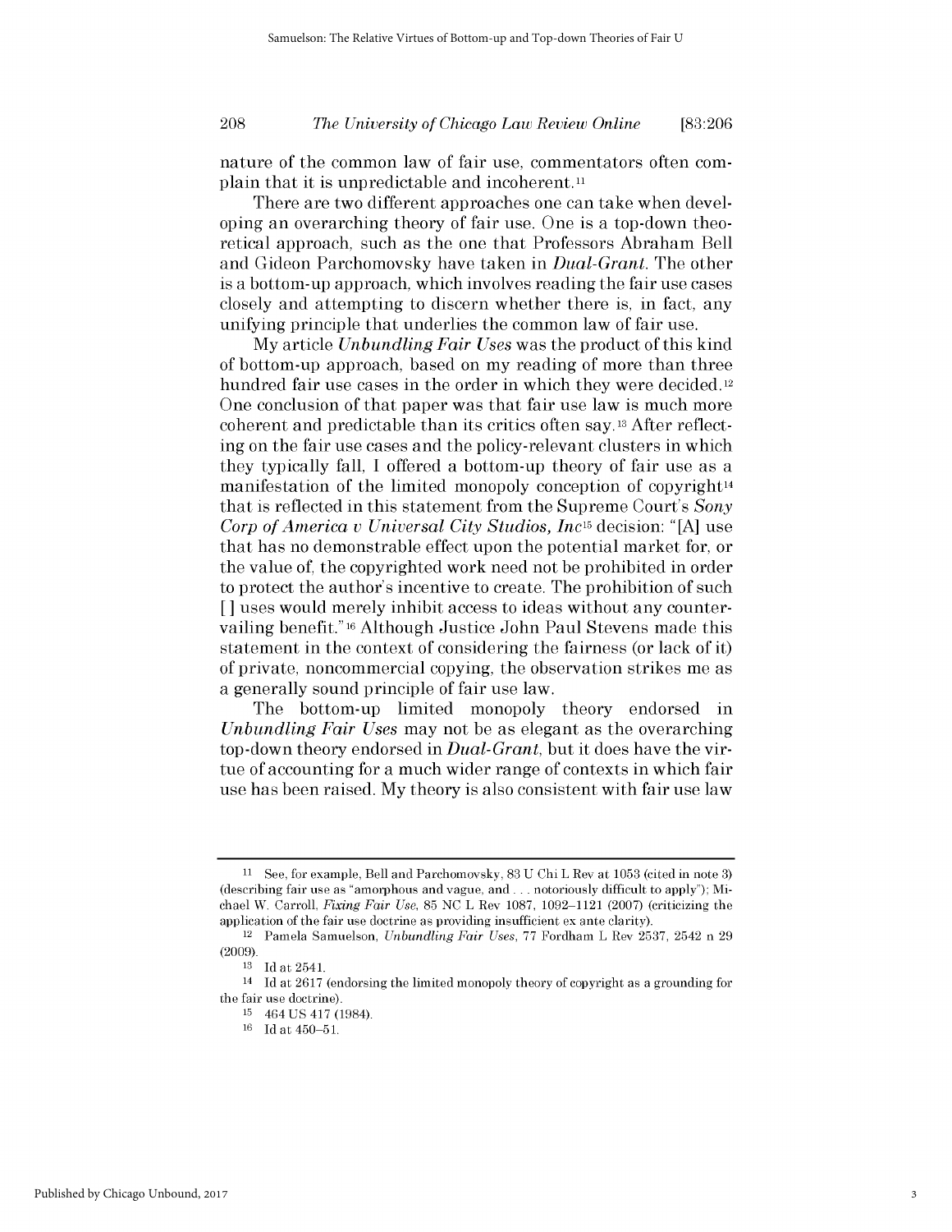nature of the common law of fair use, commentators often complain that it is unpredictable and incoherent.[11]

There are two different approaches one can take when developing an overarching theory of fair use. One is a top-down theoretical approach, such as the one that Professors Abraham Bell and Gideon Parchomovsky have taken in *Dual-Grant*. The other is a bottom-up approach, which involves reading the fair use cases closely and attempting to discern whether there is, in fact, any unifying principle that underlies the common law of fair use.

My article *Unbundling Fair Uses* was the product of this kind of bottom-up approach, based on my reading of more than three hundred fair use cases in the order in which they were decided.[12] One conclusion of that paper was that fair use law is much more coherent and predictable than its critics often say.[13] After reflecting on the fair use cases and the policy-relevant clusters in which they typically fall, I offered a bottom-up theory of fair use as a manifestation of the limited monopoly conception of copyright[14] that is reflected in this statement from the Supreme Court's *Sony Corp of America v Universal City Studios, Inc*[15] decision: "[A] use that has no demonstrable effect upon the potential market for, or the value of, the copyrighted work need not be prohibited in order to protect the author's incentive to create. The prohibition of such [ ] uses would merely inhibit access to ideas without any countervailing benefit."[16] Although Justice John Paul Stevens made this statement in the context of considering the fairness (or lack of it) of private, noncommercial copying, the observation strikes me as a generally sound principle of fair use law.

The bottom-up limited monopoly theory endorsed in *Unbundling Fair Uses* may not be as elegant as the overarching top-down theory endorsed in *Dual-Grant*, but it does have the virtue of accounting for a much wider range of contexts in which fair use has been raised. My theory is also consistent with fair use law

---

[11] See, for example, Bell and Parchomovsky, 83 U Chi L Rev at 1053 (cited in note 3) (describing fair use as "amorphous and vague, and . . . notoriously difficult to apply"); Michael W. Carroll, *Fixing Fair Use*, 85 NC L Rev 1087, 1092–1121 (2007) (criticizing the application of the fair use doctrine as providing insufficient ex ante clarity).

[12] Pamela Samuelson, *Unbundling Fair Uses*, 77 Fordham L Rev 2537, 2542 n 29 (2009).

[13] Id at 2541.

[14] Id at 2617 (endorsing the limited monopoly theory of copyright as a grounding for the fair use doctrine).

[15] 464 US 417 (1984).

[16] Id at 450–51.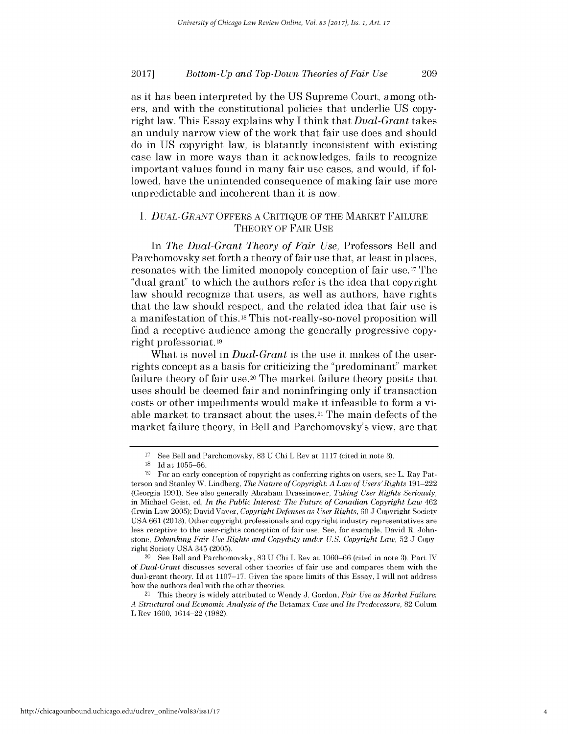as it has been interpreted by the US Supreme Court, among others, and with the constitutional policies that underlie US copyright law. This Essay explains why I think that *Dual-Grant* takes an unduly narrow view of the work that fair use does and should do in US copyright law, is blatantly inconsistent with existing case law in more ways than it acknowledges, fails to recognize important values found in many fair use cases, and would, if followed, have the unintended consequence of making fair use more unpredictable and incoherent than it is now.

## I. *DUAL-GRANT* OFFERS A CRITIQUE OF THE MARKET FAILURE THEORY OF FAIR USE

In *The Dual-Grant Theory of Fair Use*, Professors Bell and Parchomovsky set forth a theory of fair use that, at least in places, resonates with the limited monopoly conception of fair use.[17] The "dual grant" to which the authors refer is the idea that copyright law should recognize that users, as well as authors, have rights that the law should respect, and the related idea that fair use is a manifestation of this.[18] This not-really-so-novel proposition will find a receptive audience among the generally progressive copyright professoriat.[19]

What is novel in *Dual-Grant* is the use it makes of the user-rights concept as a basis for criticizing the "predominant" market failure theory of fair use.[20] The market failure theory posits that uses should be deemed fair and noninfringing only if transaction costs or other impediments would make it infeasible to form a viable market to transact about the uses.[21] The main defects of the market failure theory, in Bell and Parchomovsky's view, are that

---

[17] See Bell and Parchomovsky, 83 U Chi L Rev at 1117 (cited in note 3).

[18] Id at 1055–56.

[19] For an early conception of copyright as conferring rights on users, see L. Ray Patterson and Stanley W. Lindberg, *The Nature of Copyright: A Law of Users' Rights* 191–222 (Georgia 1991). See also generally Abraham Drassinower, *Taking User Rights Seriously*, in Michael Geist, ed, *In the Public Interest: The Future of Canadian Copyright Law* 462 (Irwin Law 2005); David Vaver, *Copyright Defenses as User Rights*, 60 J Copyright Society USA 661 (2013). Other copyright professionals and copyright industry representatives are less receptive to the user-rights conception of fair use. See, for example, David R. Johnstone, *Debunking Fair Use Rights and Copyduty under U.S. Copyright Law*, 52 J Copyright Society USA 345 (2005).

[20] See Bell and Parchomovsky, 83 U Chi L Rev at 1060–66 (cited in note 3). Part IV of *Dual-Grant* discusses several other theories of fair use and compares them with the dual-grant theory. Id at 1107–17. Given the space limits of this Essay, I will not address how the authors deal with the other theories.

[21] This theory is widely attributed to Wendy J. Gordon, *Fair Use as Market Failure: A Structural and Economic Analysis of the* Betamax *Case and Its Predecessors*, 82 Colum L Rev 1600, 1614–22 (1982).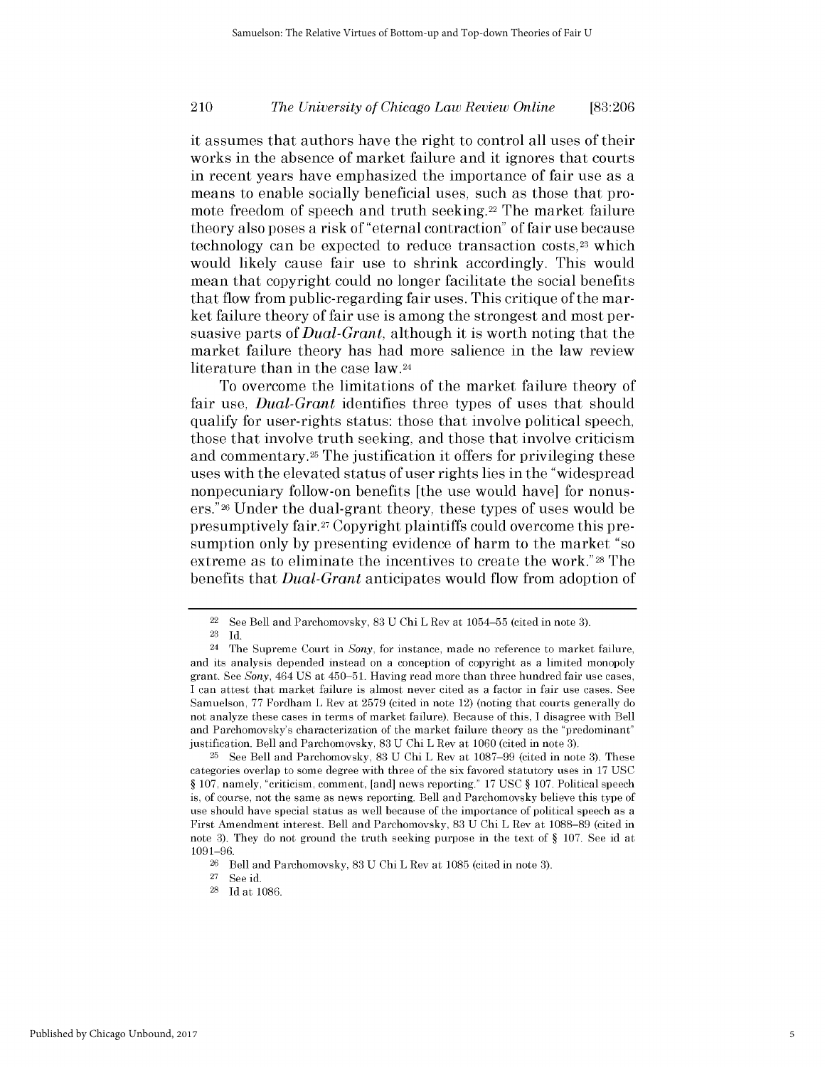it assumes that authors have the right to control all uses of their works in the absence of market failure and it ignores that courts in recent years have emphasized the importance of fair use as a means to enable socially beneficial uses, such as those that promote freedom of speech and truth seeking.[22] The market failure theory also poses a risk of "eternal contraction" of fair use because technology can be expected to reduce transaction costs,[23] which would likely cause fair use to shrink accordingly. This would mean that copyright could no longer facilitate the social benefits that flow from public-regarding fair uses. This critique of the market failure theory of fair use is among the strongest and most persuasive parts of *Dual-Grant*, although it is worth noting that the market failure theory has had more salience in the law review literature than in the case law.[24]

To overcome the limitations of the market failure theory of fair use, *Dual-Grant* identifies three types of uses that should qualify for user-rights status: those that involve political speech, those that involve truth seeking, and those that involve criticism and commentary.[25] The justification it offers for privileging these uses with the elevated status of user rights lies in the "widespread nonpecuniary follow-on benefits [the use would have] for nonusers."[26] Under the dual-grant theory, these types of uses would be presumptively fair.[27] Copyright plaintiffs could overcome this presumption only by presenting evidence of harm to the market "so extreme as to eliminate the incentives to create the work."[28] The benefits that *Dual-Grant* anticipates would flow from adoption of

---

[22] See Bell and Parchomovsky, 83 U Chi L Rev at 1054–55 (cited in note 3).

[23] Id.

[24] The Supreme Court in *Sony*, for instance, made no reference to market failure, and its analysis depended instead on a conception of copyright as a limited monopoly grant. See *Sony*, 464 US at 450–51. Having read more than three hundred fair use cases, I can attest that market failure is almost never cited as a factor in fair use cases. See Samuelson, 77 Fordham L Rev at 2579 (cited in note 12) (noting that courts generally do not analyze these cases in terms of market failure). Because of this, I disagree with Bell and Parchomovsky's characterization of the market failure theory as the "predominant" justification. Bell and Parchomovsky, 83 U Chi L Rev at 1060 (cited in note 3).

[25] See Bell and Parchomovsky, 83 U Chi L Rev at 1087–99 (cited in note 3). These categories overlap to some degree with three of the six favored statutory uses in 17 USC § 107, namely, "criticism, comment, [and] news reporting." 17 USC § 107. Political speech is, of course, not the same as news reporting. Bell and Parchomovsky believe this type of use should have special status as well because of the importance of political speech as a First Amendment interest. Bell and Parchomovsky, 83 U Chi L Rev at 1088–89 (cited in note 3). They do not ground the truth seeking purpose in the text of § 107. See id at 1091–96.

[26] Bell and Parchomovsky, 83 U Chi L Rev at 1085 (cited in note 3).

[27] See id.

[28] Id at 1086.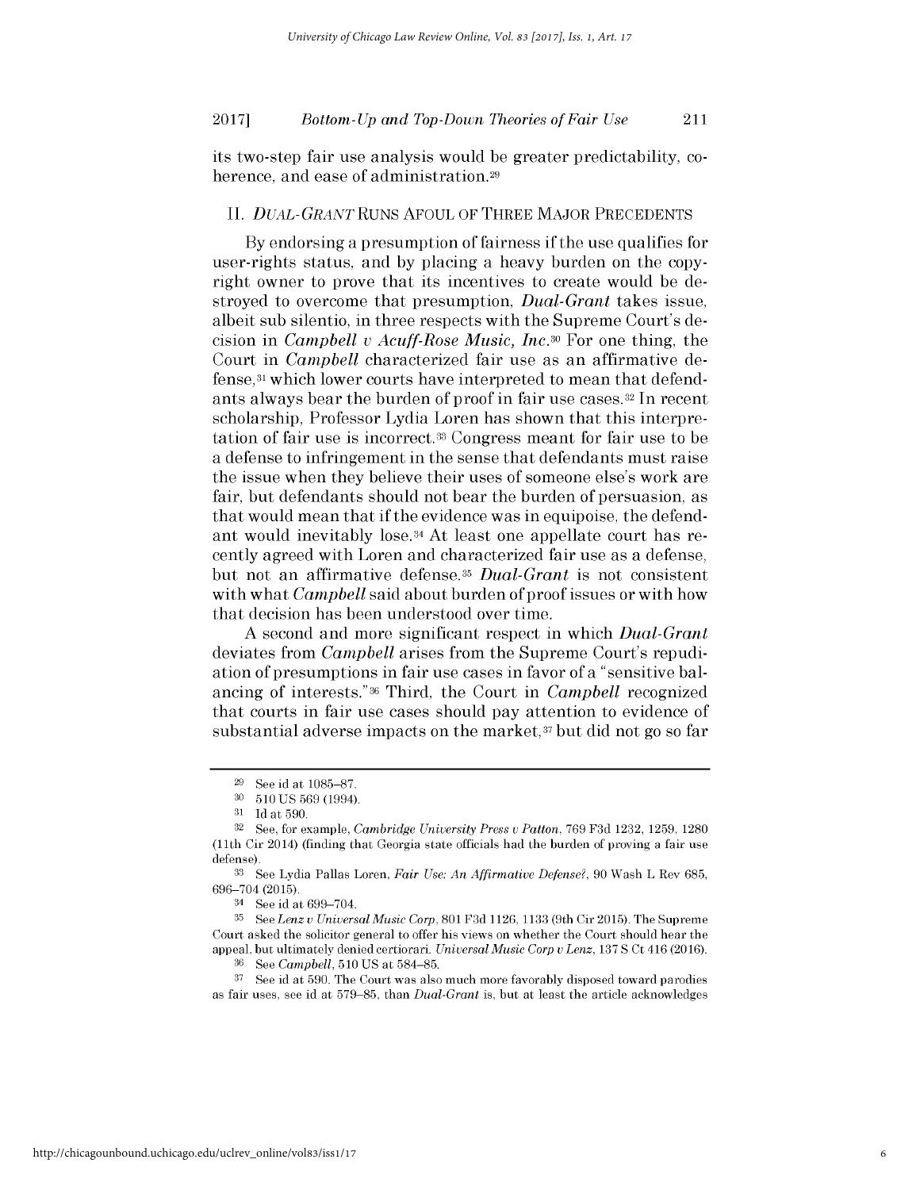its two-step fair use analysis would be greater predictability, coherence, and ease of administration.[29]

## II. *DUAL-GRANT* RUNS AFOUL OF THREE MAJOR PRECEDENTS

By endorsing a presumption of fairness if the use qualifies for user-rights status, and by placing a heavy burden on the copyright owner to prove that its incentives to create would be destroyed to overcome that presumption, *Dual-Grant* takes issue, albeit sub silentio, in three respects with the Supreme Court's decision in *Campbell v Acuff-Rose Music, Inc*.[30] For one thing, the Court in *Campbell* characterized fair use as an affirmative defense,[31] which lower courts have interpreted to mean that defendants always bear the burden of proof in fair use cases.[32] In recent scholarship, Professor Lydia Loren has shown that this interpretation of fair use is incorrect.[33] Congress meant for fair use to be a defense to infringement in the sense that defendants must raise the issue when they believe their uses of someone else's work are fair, but defendants should not bear the burden of persuasion, as that would mean that if the evidence was in equipoise, the defendant would inevitably lose.[34] At least one appellate court has recently agreed with Loren and characterized fair use as a defense, but not an affirmative defense.[35] *Dual-Grant* is not consistent with what *Campbell* said about burden of proof issues or with how that decision has been understood over time.

A second and more significant respect in which *Dual-Grant* deviates from *Campbell* arises from the Supreme Court's repudiation of presumptions in fair use cases in favor of a "sensitive balancing of interests."[36] Third, the Court in *Campbell* recognized that courts in fair use cases should pay attention to evidence of substantial adverse impacts on the market,[37] but did not go so far

---

[29] See id at 1085–87.

[30] 510 US 569 (1994).

[31] Id at 590.

[32] See, for example, *Cambridge University Press v Patton*, 769 F3d 1232, 1259, 1280 (11th Cir 2014) (finding that Georgia state officials had the burden of proving a fair use defense).

[33] See Lydia Pallas Loren, *Fair Use: An Affirmative Defense?*, 90 Wash L Rev 685, 696–704 (2015).

[34] See id at 699–704.

[35] See *Lenz v Universal Music Corp*, 801 F3d 1126, 1133 (9th Cir 2015). The Supreme Court asked the solicitor general to offer his views on whether the Court should hear the appeal, but ultimately denied certiorari. *Universal Music Corp v Lenz*, 137 S Ct 416 (2016).

[36] See *Campbell*, 510 US at 584–85.

[37] See id at 590. The Court was also much more favorably disposed toward parodies as fair uses, see id at 579–85, than *Dual-Grant* is, but at least the article acknowledges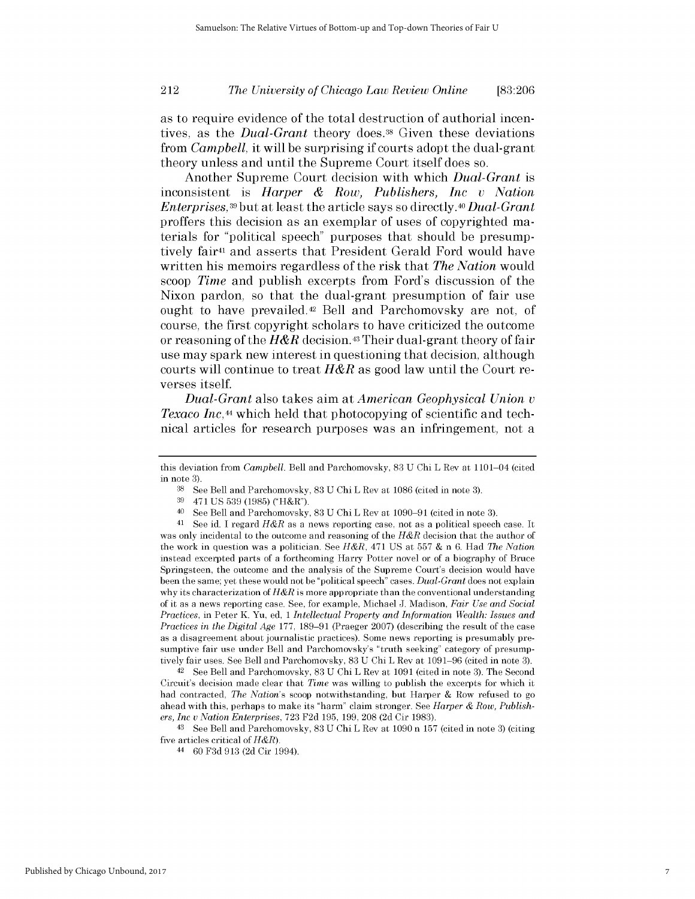as to require evidence of the total destruction of authorial incentives, as the *Dual-Grant* theory does.[38] Given these deviations from *Campbell*, it will be surprising if courts adopt the dual-grant theory unless and until the Supreme Court itself does so.

Another Supreme Court decision with which *Dual-Grant* is inconsistent is *Harper & Row, Publishers, Inc v Nation Enterprises*,[39] but at least the article says so directly.[40] *Dual-Grant* proffers this decision as an exemplar of uses of copyrighted materials for "political speech" purposes that should be presumptively fair[41] and asserts that President Gerald Ford would have written his memoirs regardless of the risk that *The Nation* would scoop *Time* and publish excerpts from Ford's discussion of the Nixon pardon, so that the dual-grant presumption of fair use ought to have prevailed.[42] Bell and Parchomovsky are not, of course, the first copyright scholars to have criticized the outcome or reasoning of the *H&R* decision.[43] Their dual-grant theory of fair use may spark new interest in questioning that decision, although courts will continue to treat *H&R* as good law until the Court reverses itself.

*Dual-Grant* also takes aim at *American Geophysical Union v Texaco Inc*,[44] which held that photocopying of scientific and technical articles for research purposes was an infringement, not a

---

this deviation from *Campbell*. Bell and Parchomovsky, 83 U Chi L Rev at 1101–04 (cited in note 3).

[38] See Bell and Parchomovsky, 83 U Chi L Rev at 1086 (cited in note 3).

[39] 471 US 539 (1985) ("H&R").

[40] See Bell and Parchomovsky, 83 U Chi L Rev at 1090–91 (cited in note 3).

[41] See id. I regard *H&R* as a news reporting case, not as a political speech case. It was only incidental to the outcome and reasoning of the *H&R* decision that the author of the work in question was a politician. See *H&R*, 471 US at 557 & n 6. Had *The Nation* instead excerpted parts of a forthcoming Harry Potter novel or of a biography of Bruce Springsteen, the outcome and the analysis of the Supreme Court's decision would have been the same; yet these would not be "political speech" cases. *Dual-Grant* does not explain why its characterization of *H&R* is more appropriate than the conventional understanding of it as a news reporting case. See, for example, Michael J. Madison, *Fair Use and Social Practices*, in Peter K. Yu, ed, 1 *Intellectual Property and Information Wealth: Issues and Practices in the Digital Age* 177, 189–91 (Praeger 2007) (describing the result of the case as a disagreement about journalistic practices). Some news reporting is presumably presumptive fair use under Bell and Parchomovsky's "truth seeking" category of presumptively fair uses. See Bell and Parchomovsky, 83 U Chi L Rev at 1091–96 (cited in note 3).

[42] See Bell and Parchomovsky, 83 U Chi L Rev at 1091 (cited in note 3). The Second Circuit's decision made clear that *Time* was willing to publish the excerpts for which it had contracted, *The Nation*'s scoop notwithstanding, but Harper & Row refused to go ahead with this, perhaps to make its "harm" claim stronger. See *Harper & Row, Publishers, Inc v Nation Enterprises*, 723 F2d 195, 199, 208 (2d Cir 1983).

[43] See Bell and Parchomovsky, 83 U Chi L Rev at 1090 n 157 (cited in note 3) (citing five articles critical of *H&R*).

[44] 60 F3d 913 (2d Cir 1994).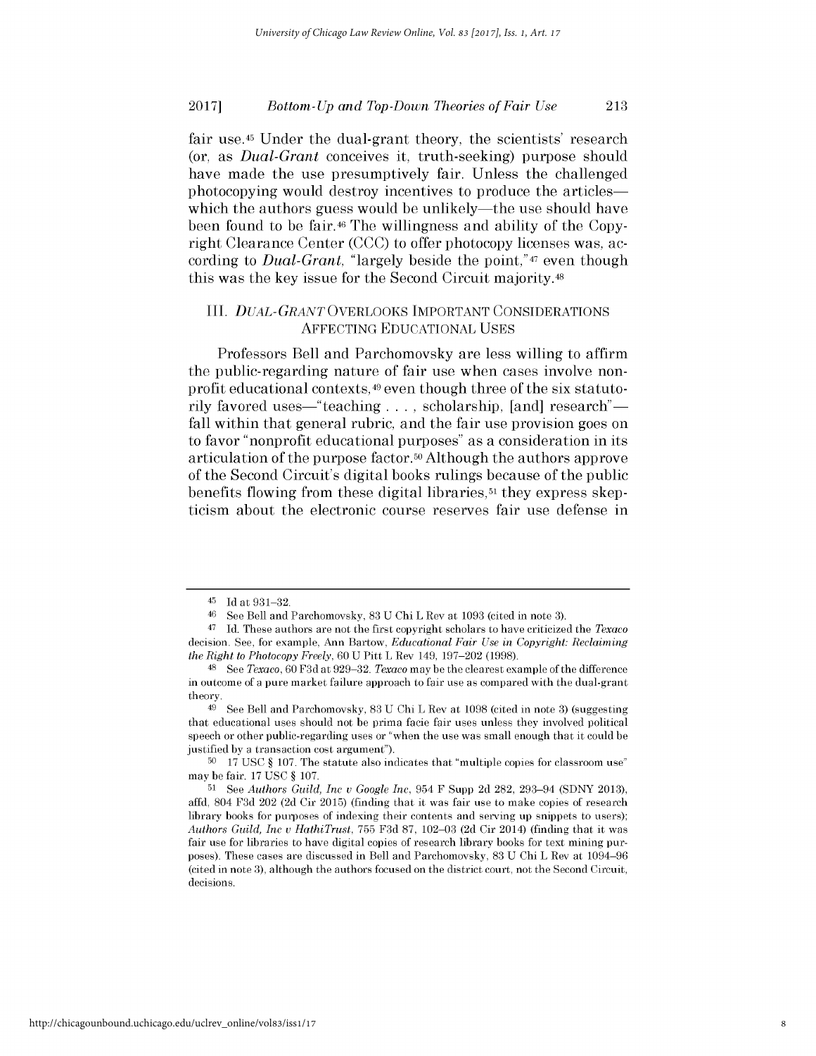fair use.[45] Under the dual-grant theory, the scientists' research (or, as *Dual-Grant* conceives it, truth-seeking) purpose should have made the use presumptively fair. Unless the challenged photocopying would destroy incentives to produce the articles—which the authors guess would be unlikely—the use should have been found to be fair.[46] The willingness and ability of the Copyright Clearance Center (CCC) to offer photocopy licenses was, according to *Dual-Grant*, "largely beside the point,"[47] even though this was the key issue for the Second Circuit majority.[48]

## III. *DUAL-GRANT* OVERLOOKS IMPORTANT CONSIDERATIONS AFFECTING EDUCATIONAL USES

Professors Bell and Parchomovsky are less willing to affirm the public-regarding nature of fair use when cases involve nonprofit educational contexts,[49] even though three of the six statutorily favored uses—"teaching . . . , scholarship, [and] research"—fall within that general rubric, and the fair use provision goes on to favor "nonprofit educational purposes" as a consideration in its articulation of the purpose factor.[50] Although the authors approve of the Second Circuit's digital books rulings because of the public benefits flowing from these digital libraries,[51] they express skepticism about the electronic course reserves fair use defense in

---

[45] Id at 931–32.

[46] See Bell and Parchomovsky, 83 U Chi L Rev at 1093 (cited in note 3).

[47] Id. These authors are not the first copyright scholars to have criticized the *Texaco* decision. See, for example, Ann Bartow, *Educational Fair Use in Copyright: Reclaiming the Right to Photocopy Freely*, 60 U Pitt L Rev 149, 197–202 (1998).

[48] See *Texaco*, 60 F3d at 929–32. *Texaco* may be the clearest example of the difference in outcome of a pure market failure approach to fair use as compared with the dual-grant theory.

[49] See Bell and Parchomovsky, 83 U Chi L Rev at 1098 (cited in note 3) (suggesting that educational uses should not be prima facie fair uses unless they involved political speech or other public-regarding uses or "when the use was small enough that it could be justified by a transaction cost argument").

[50] 17 USC § 107. The statute also indicates that "multiple copies for classroom use" may be fair. 17 USC § 107.

[51] See *Authors Guild, Inc v Google Inc*, 954 F Supp 2d 282, 293–94 (SDNY 2013), affd, 804 F3d 202 (2d Cir 2015) (finding that it was fair use to make copies of research library books for purposes of indexing their contents and serving up snippets to users); *Authors Guild, Inc v HathiTrust*, 755 F3d 87, 102–03 (2d Cir 2014) (finding that it was fair use for libraries to have digital copies of research library books for text mining purposes). These cases are discussed in Bell and Parchomovsky, 83 U Chi L Rev at 1094–96 (cited in note 3), although the authors focused on the district court, not the Second Circuit, decisions.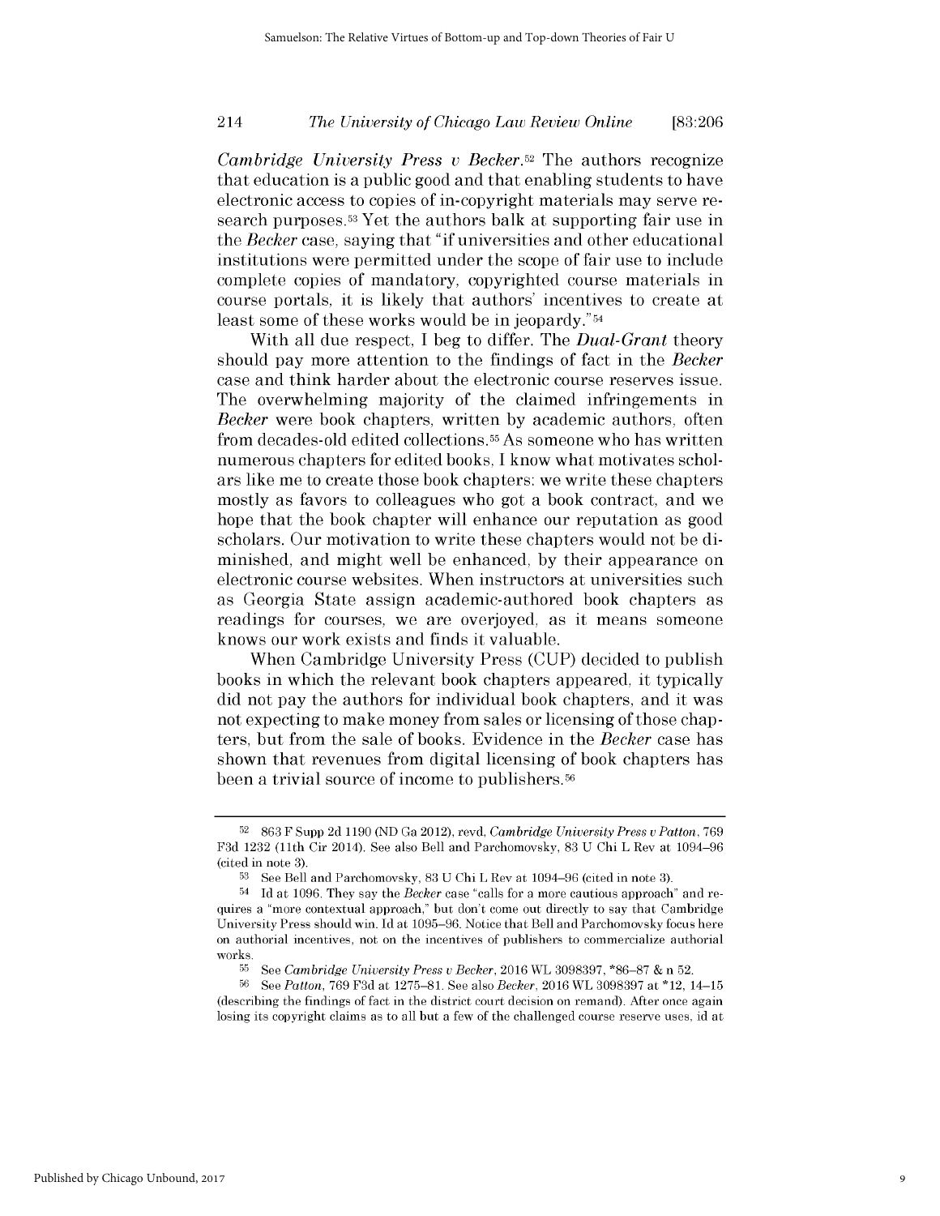*Cambridge University Press v Becker*.[52] The authors recognize that education is a public good and that enabling students to have electronic access to copies of in-copyright materials may serve research purposes.[53] Yet the authors balk at supporting fair use in the *Becker* case, saying that "if universities and other educational institutions were permitted under the scope of fair use to include complete copies of mandatory, copyrighted course materials in course portals, it is likely that authors' incentives to create at least some of these works would be in jeopardy."[54]

With all due respect, I beg to differ. The *Dual-Grant* theory should pay more attention to the findings of fact in the *Becker* case and think harder about the electronic course reserves issue. The overwhelming majority of the claimed infringements in *Becker* were book chapters, written by academic authors, often from decades-old edited collections.[55] As someone who has written numerous chapters for edited books, I know what motivates scholars like me to create those book chapters: we write these chapters mostly as favors to colleagues who got a book contract, and we hope that the book chapter will enhance our reputation as good scholars. Our motivation to write these chapters would not be diminished, and might well be enhanced, by their appearance on electronic course websites. When instructors at universities such as Georgia State assign academic-authored book chapters as readings for courses, we are overjoyed, as it means someone knows our work exists and finds it valuable.

When Cambridge University Press (CUP) decided to publish books in which the relevant book chapters appeared, it typically did not pay the authors for individual book chapters, and it was not expecting to make money from sales or licensing of those chapters, but from the sale of books. Evidence in the *Becker* case has shown that revenues from digital licensing of book chapters has been a trivial source of income to publishers.[56]

---

[52] 863 F Supp 2d 1190 (ND Ga 2012), revd, *Cambridge University Press v Patton*, 769 F3d 1232 (11th Cir 2014). See also Bell and Parchomovsky, 83 U Chi L Rev at 1094–96 (cited in note 3).

[53] See Bell and Parchomovsky, 83 U Chi L Rev at 1094–96 (cited in note 3).

[54] Id at 1096. They say the *Becker* case "calls for a more cautious approach" and requires a "more contextual approach," but don't come out directly to say that Cambridge University Press should win. Id at 1095–96. Notice that Bell and Parchomovsky focus here on authorial incentives, not on the incentives of publishers to commercialize authorial works.

[55] See *Cambridge University Press v Becker*, 2016 WL 3098397, *86–87 & n 52.

[56] See *Patton*, 769 F3d at 1275–81. See also *Becker*, 2016 WL 3098397 at *12, 14–15 (describing the findings of fact in the district court decision on remand). After once again losing its copyright claims as to all but a few of the challenged course reserve uses, id at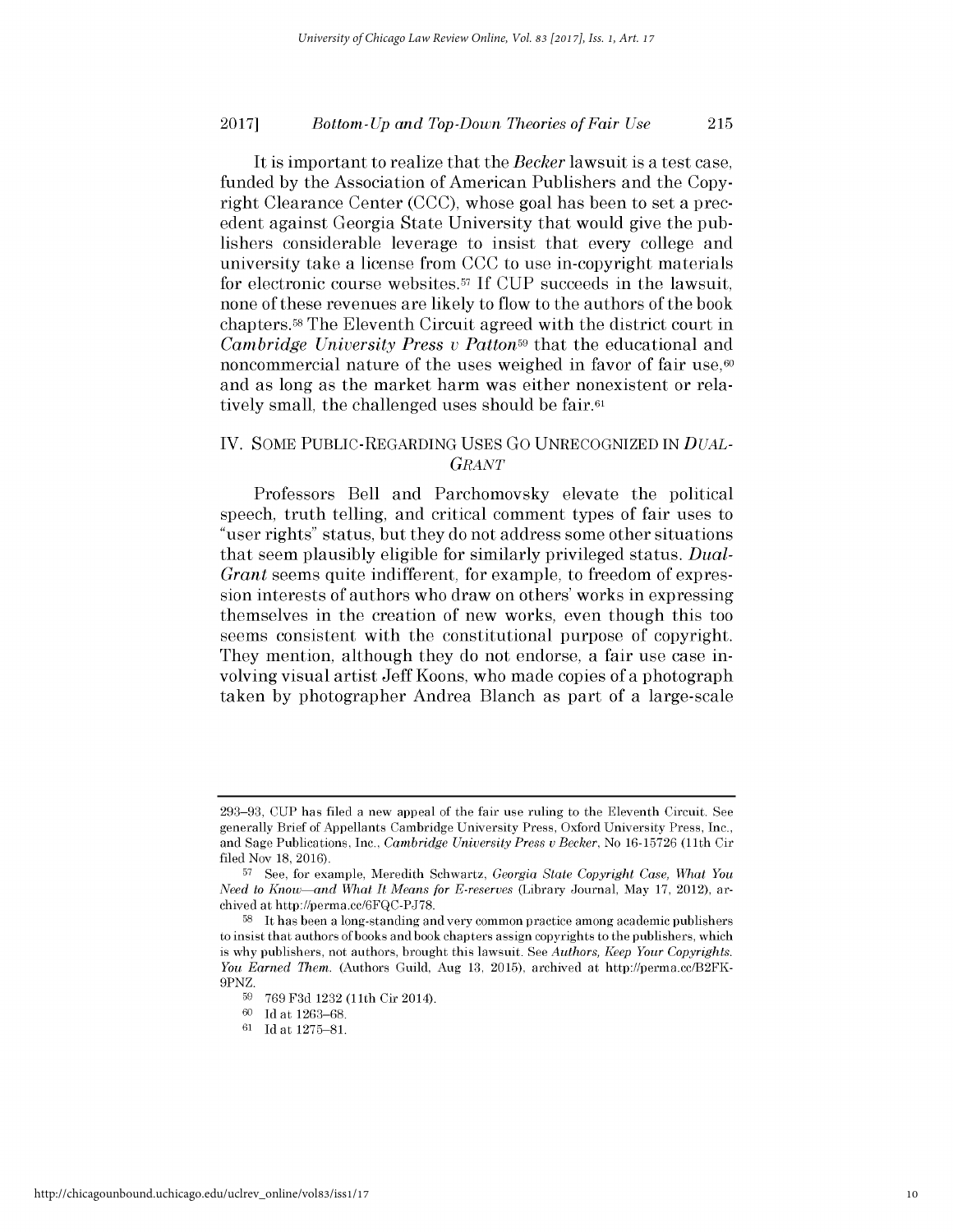It is important to realize that the *Becker* lawsuit is a test case, funded by the Association of American Publishers and the Copyright Clearance Center (CCC), whose goal has been to set a precedent against Georgia State University that would give the publishers considerable leverage to insist that every college and university take a license from CCC to use in-copyright materials for electronic course websites.[57] If CUP succeeds in the lawsuit, none of these revenues are likely to flow to the authors of the book chapters.[58] The Eleventh Circuit agreed with the district court in *Cambridge University Press v Patton*[59] that the educational and noncommercial nature of the uses weighed in favor of fair use,[60] and as long as the market harm was either nonexistent or relatively small, the challenged uses should be fair.[61]

## IV. SOME PUBLIC-REGARDING USES GO UNRECOGNIZED IN *DUAL-GRANT*

Professors Bell and Parchomovsky elevate the political speech, truth telling, and critical comment types of fair uses to "user rights" status, but they do not address some other situations that seem plausibly eligible for similarly privileged status. *Dual-Grant* seems quite indifferent, for example, to freedom of expression interests of authors who draw on others' works in expressing themselves in the creation of new works, even though this too seems consistent with the constitutional purpose of copyright. They mention, although they do not endorse, a fair use case involving visual artist Jeff Koons, who made copies of a photograph taken by photographer Andrea Blanch as part of a large-scale

---

293–93, CUP has filed a new appeal of the fair use ruling to the Eleventh Circuit. See generally Brief of Appellants Cambridge University Press, Oxford University Press, Inc., and Sage Publications, Inc., *Cambridge University Press v Becker*, No 16-15726 (11th Cir filed Nov 18, 2016).

[57] See, for example, Meredith Schwartz, *Georgia State Copyright Case, What You Need to Know—and What It Means for E-reserves* (Library Journal, May 17, 2012), archived at http://perma.cc/6FQC-PJ78.

[58] It has been a long-standing and very common practice among academic publishers to insist that authors of books and book chapters assign copyrights to the publishers, which is why publishers, not authors, brought this lawsuit. See *Authors, Keep Your Copyrights. You Earned Them.* (Authors Guild, Aug 13, 2015), archived at http://perma.cc/B2FK-9PNZ.

[59] 769 F3d 1232 (11th Cir 2014).

[60] Id at 1263–68.

[61] Id at 1275–81.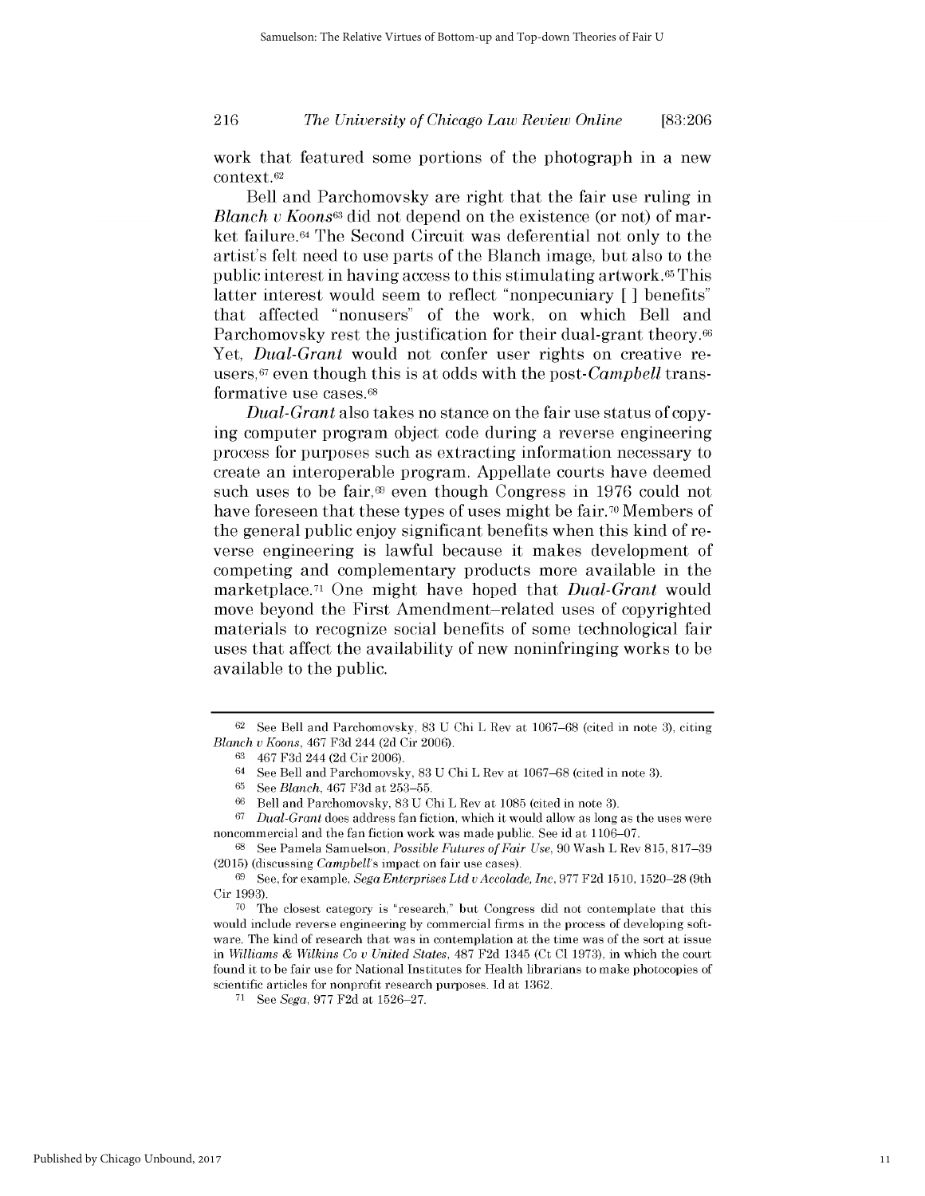work that featured some portions of the photograph in a new context.[62]

Bell and Parchomovsky are right that the fair use ruling in *Blanch v Koons*[63] did not depend on the existence (or not) of market failure.[64] The Second Circuit was deferential not only to the artist's felt need to use parts of the Blanch image, but also to the public interest in having access to this stimulating artwork.[65] This latter interest would seem to reflect "nonpecuniary [ ] benefits" that affected "nonusers" of the work, on which Bell and Parchomovsky rest the justification for their dual-grant theory.[66] Yet, *Dual-Grant* would not confer user rights on creative reusers,[67] even though this is at odds with the post-*Campbell* transformative use cases.[68]

*Dual-Grant* also takes no stance on the fair use status of copying computer program object code during a reverse engineering process for purposes such as extracting information necessary to create an interoperable program. Appellate courts have deemed such uses to be fair,[69] even though Congress in 1976 could not have foreseen that these types of uses might be fair.[70] Members of the general public enjoy significant benefits when this kind of reverse engineering is lawful because it makes development of competing and complementary products more available in the marketplace.[71] One might have hoped that *Dual-Grant* would move beyond the First Amendment–related uses of copyrighted materials to recognize social benefits of some technological fair uses that affect the availability of new noninfringing works to be available to the public.

---

[62] See Bell and Parchomovsky, 83 U Chi L Rev at 1067–68 (cited in note 3), citing *Blanch v Koons*, 467 F3d 244 (2d Cir 2006).

[63] 467 F3d 244 (2d Cir 2006).

[64] See Bell and Parchomovsky, 83 U Chi L Rev at 1067–68 (cited in note 3).

[65] See *Blanch*, 467 F3d at 253–55.

[66] Bell and Parchomovsky, 83 U Chi L Rev at 1085 (cited in note 3).

[67] *Dual-Grant* does address fan fiction, which it would allow as long as the uses were noncommercial and the fan fiction work was made public. See id at 1106–07.

[68] See Pamela Samuelson, *Possible Futures of Fair Use*, 90 Wash L Rev 815, 817–39 (2015) (discussing *Campbell*'s impact on fair use cases).

[69] See, for example, *Sega Enterprises Ltd v Accolade, Inc*, 977 F2d 1510, 1520–28 (9th Cir 1993).

[70] The closest category is "research," but Congress did not contemplate that this would include reverse engineering by commercial firms in the process of developing software. The kind of research that was in contemplation at the time was of the sort at issue in *Williams & Wilkins Co v United States*, 487 F2d 1345 (Ct Cl 1973), in which the court found it to be fair use for National Institutes for Health librarians to make photocopies of scientific articles for nonprofit research purposes. Id at 1362.

[71] See *Sega*, 977 F2d at 1526–27.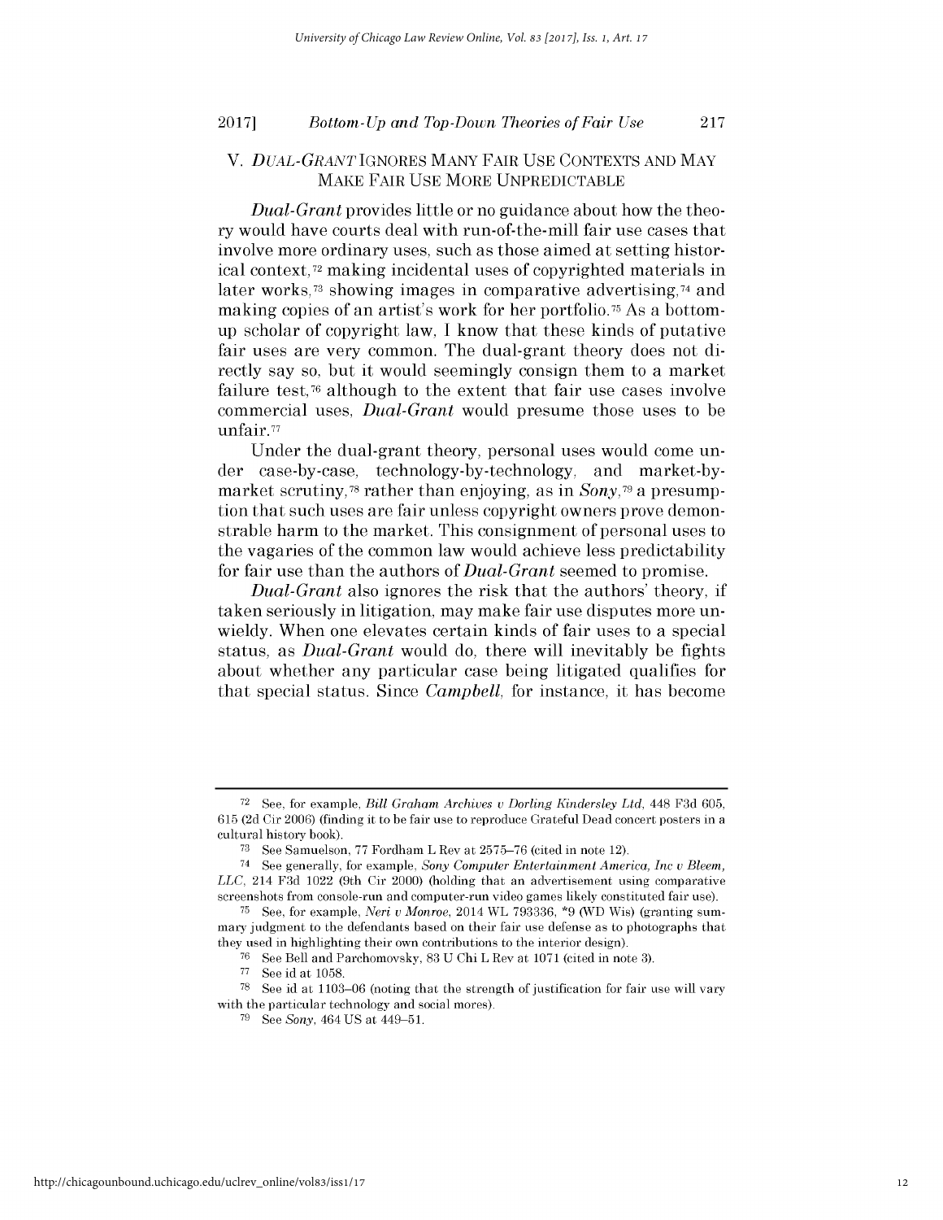## V. *DUAL-GRANT* IGNORES MANY FAIR USE CONTEXTS AND MAY MAKE FAIR USE MORE UNPREDICTABLE

*Dual-Grant* provides little or no guidance about how the theory would have courts deal with run-of-the-mill fair use cases that involve more ordinary uses, such as those aimed at setting historical context,[72] making incidental uses of copyrighted materials in later works,[73] showing images in comparative advertising,[74] and making copies of an artist's work for her portfolio.[75] As a bottom-up scholar of copyright law, I know that these kinds of putative fair uses are very common. The dual-grant theory does not directly say so, but it would seemingly consign them to a market failure test,[76] although to the extent that fair use cases involve commercial uses, *Dual-Grant* would presume those uses to be unfair.[77]

Under the dual-grant theory, personal uses would come under case-by-case, technology-by-technology, and market-by-market scrutiny,[78] rather than enjoying, as in *Sony*,[79] a presumption that such uses are fair unless copyright owners prove demonstrable harm to the market. This consignment of personal uses to the vagaries of the common law would achieve less predictability for fair use than the authors of *Dual-Grant* seemed to promise.

*Dual-Grant* also ignores the risk that the authors' theory, if taken seriously in litigation, may make fair use disputes more unwieldy. When one elevates certain kinds of fair uses to a special status, as *Dual-Grant* would do, there will inevitably be fights about whether any particular case being litigated qualifies for that special status. Since *Campbell*, for instance, it has become

---

[72] See, for example, *Bill Graham Archives v Dorling Kindersley Ltd*, 448 F3d 605, 615 (2d Cir 2006) (finding it to be fair use to reproduce Grateful Dead concert posters in a cultural history book).

[73] See Samuelson, 77 Fordham L Rev at 2575–76 (cited in note 12).

[74] See generally, for example, *Sony Computer Entertainment America, Inc v Bleem, LLC*, 214 F3d 1022 (9th Cir 2000) (holding that an advertisement using comparative screenshots from console-run and computer-run video games likely constituted fair use).

[75] See, for example, *Neri v Monroe*, 2014 WL 793336, *9 (WD Wis) (granting summary judgment to the defendants based on their fair use defense as to photographs that they used in highlighting their own contributions to the interior design).

[76] See Bell and Parchomovsky, 83 U Chi L Rev at 1071 (cited in note 3).

[77] See id at 1058.

[78] See id at 1103–06 (noting that the strength of justification for fair use will vary with the particular technology and social mores).

[79] See *Sony*, 464 US at 449–51.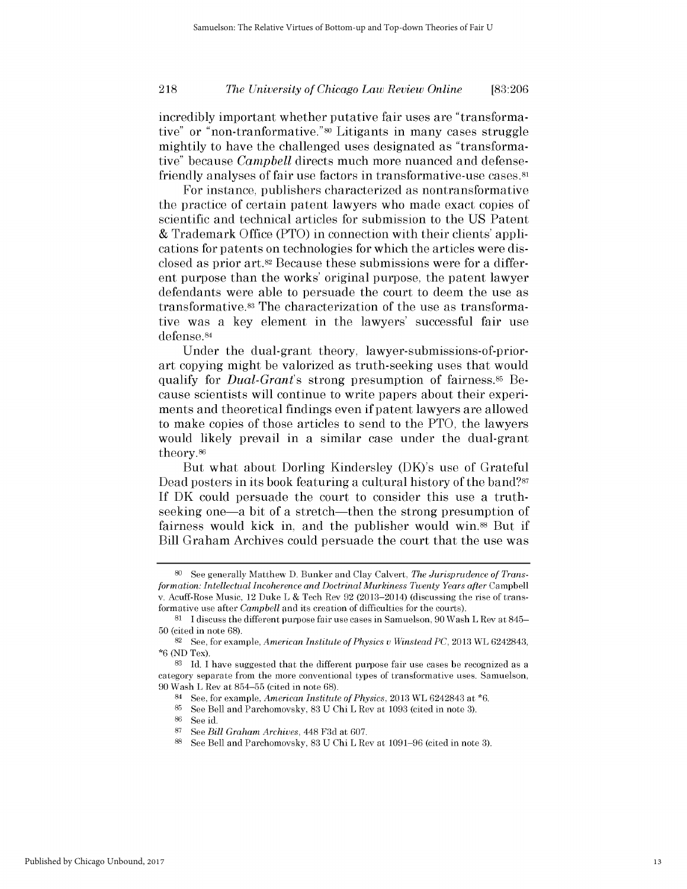incredibly important whether putative fair uses are "transformative" or "non-tranformative."[80] Litigants in many cases struggle mightily to have the challenged uses designated as "transformative" because *Campbell* directs much more nuanced and defense-friendly analyses of fair use factors in transformative-use cases.[81]

For instance, publishers characterized as nontransformative the practice of certain patent lawyers who made exact copies of scientific and technical articles for submission to the US Patent & Trademark Office (PTO) in connection with their clients' applications for patents on technologies for which the articles were disclosed as prior art.[82] Because these submissions were for a different purpose than the works' original purpose, the patent lawyer defendants were able to persuade the court to deem the use as transformative.[83] The characterization of the use as transformative was a key element in the lawyers' successful fair use defense.[84]

Under the dual-grant theory, lawyer-submissions-of-prior-art copying might be valorized as truth-seeking uses that would qualify for *Dual-Grant*'s strong presumption of fairness.[85] Because scientists will continue to write papers about their experiments and theoretical findings even if patent lawyers are allowed to make copies of those articles to send to the PTO, the lawyers would likely prevail in a similar case under the dual-grant theory.[86]

But what about Dorling Kindersley (DK)'s use of Grateful Dead posters in its book featuring a cultural history of the band?[87] If DK could persuade the court to consider this use a truth-seeking one—a bit of a stretch—then the strong presumption of fairness would kick in, and the publisher would win.[88] But if Bill Graham Archives could persuade the court that the use was

---

[80] See generally Matthew D. Bunker and Clay Calvert, *The Jurisprudence of Transformation: Intellectual Incoherence and Doctrinal Murkiness Twenty Years after* Campbell v. Acuff-Rose Music, 12 Duke L & Tech Rev 92 (2013–2014) (discussing the rise of transformative use after *Campbell* and its creation of difficulties for the courts).

[81] I discuss the different purpose fair use cases in Samuelson, 90 Wash L Rev at 845–50 (cited in note 68).

[82] See, for example, *American Institute of Physics v Winstead PC*, 2013 WL 6242843, *6 (ND Tex).

[83] Id. I have suggested that the different purpose fair use cases be recognized as a category separate from the more conventional types of transformative uses. Samuelson, 90 Wash L Rev at 854–55 (cited in note 68).

[84] See, for example, *American Institute of Physics*, 2013 WL 6242843 at *6.

[85] See Bell and Parchomovsky, 83 U Chi L Rev at 1093 (cited in note 3).

[86] See id.

[87] See *Bill Graham Archives*, 448 F3d at 607.

[88] See Bell and Parchomovsky, 83 U Chi L Rev at 1091–96 (cited in note 3).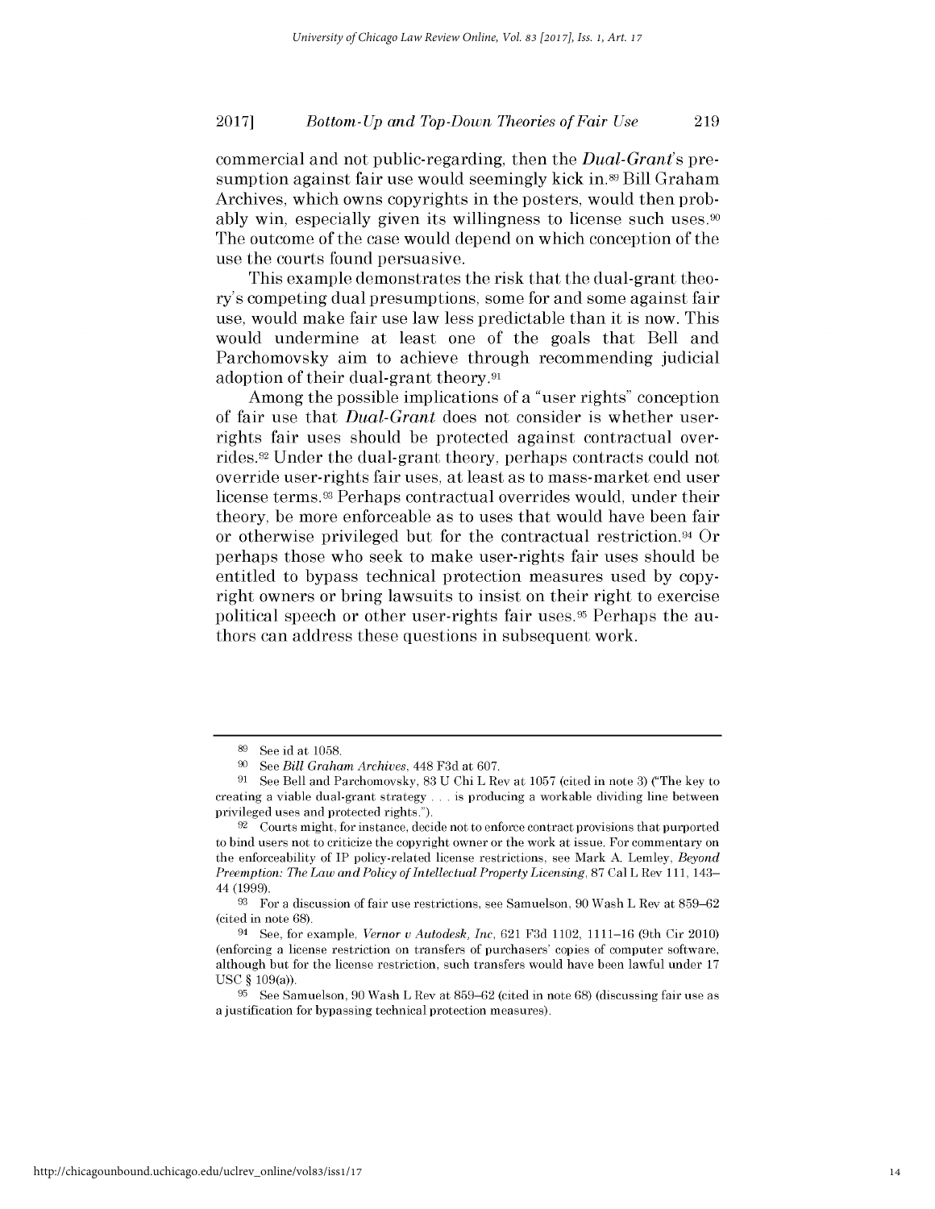commercial and not public-regarding, then the *Dual-Grant*'s presumption against fair use would seemingly kick in.[89] Bill Graham Archives, which owns copyrights in the posters, would then probably win, especially given its willingness to license such uses.[90] The outcome of the case would depend on which conception of the use the courts found persuasive.

This example demonstrates the risk that the dual-grant theory's competing dual presumptions, some for and some against fair use, would make fair use law less predictable than it is now. This would undermine at least one of the goals that Bell and Parchomovsky aim to achieve through recommending judicial adoption of their dual-grant theory.[91]

Among the possible implications of a "user rights" conception of fair use that *Dual-Grant* does not consider is whether user-rights fair uses should be protected against contractual overrides.[92] Under the dual-grant theory, perhaps contracts could not override user-rights fair uses, at least as to mass-market end user license terms.[93] Perhaps contractual overrides would, under their theory, be more enforceable as to uses that would have been fair or otherwise privileged but for the contractual restriction.[94] Or perhaps those who seek to make user-rights fair uses should be entitled to bypass technical protection measures used by copyright owners or bring lawsuits to insist on their right to exercise political speech or other user-rights fair uses.[95] Perhaps the authors can address these questions in subsequent work.

---

[89] See id at 1058.

[90] See *Bill Graham Archives*, 448 F3d at 607.

[91] See Bell and Parchomovsky, 83 U Chi L Rev at 1057 (cited in note 3) ("The key to creating a viable dual-grant strategy . . . is producing a workable dividing line between privileged uses and protected rights.").

[92] Courts might, for instance, decide not to enforce contract provisions that purported to bind users not to criticize the copyright owner or the work at issue. For commentary on the enforceability of IP policy-related license restrictions, see Mark A. Lemley, *Beyond Preemption: The Law and Policy of Intellectual Property Licensing*, 87 Cal L Rev 111, 143–44 (1999).

[93] For a discussion of fair use restrictions, see Samuelson, 90 Wash L Rev at 859–62 (cited in note 68).

[94] See, for example, *Vernor v Autodesk, Inc*, 621 F3d 1102, 1111–16 (9th Cir 2010) (enforcing a license restriction on transfers of purchasers' copies of computer software, although but for the license restriction, such transfers would have been lawful under 17 USC § 109(a)).

[95] See Samuelson, 90 Wash L Rev at 859–62 (cited in note 68) (discussing fair use as a justification for bypassing technical protection measures).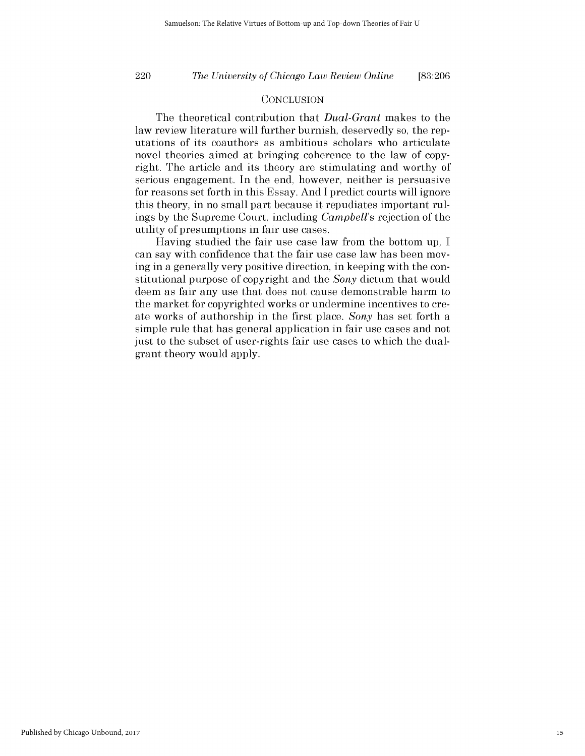## CONCLUSION

The theoretical contribution that *Dual-Grant* makes to the law review literature will further burnish, deservedly so, the reputations of its coauthors as ambitious scholars who articulate novel theories aimed at bringing coherence to the law of copyright. The article and its theory are stimulating and worthy of serious engagement. In the end, however, neither is persuasive for reasons set forth in this Essay. And I predict courts will ignore this theory, in no small part because it repudiates important rulings by the Supreme Court, including *Campbell*'s rejection of the utility of presumptions in fair use cases.

Having studied the fair use case law from the bottom up, I can say with confidence that the fair use case law has been moving in a generally very positive direction, in keeping with the constitutional purpose of copyright and the *Sony* dictum that would deem as fair any use that does not cause demonstrable harm to the market for copyrighted works or undermine incentives to create works of authorship in the first place. *Sony* has set forth a simple rule that has general application in fair use cases and not just to the subset of user-rights fair use cases to which the dual-grant theory would apply.